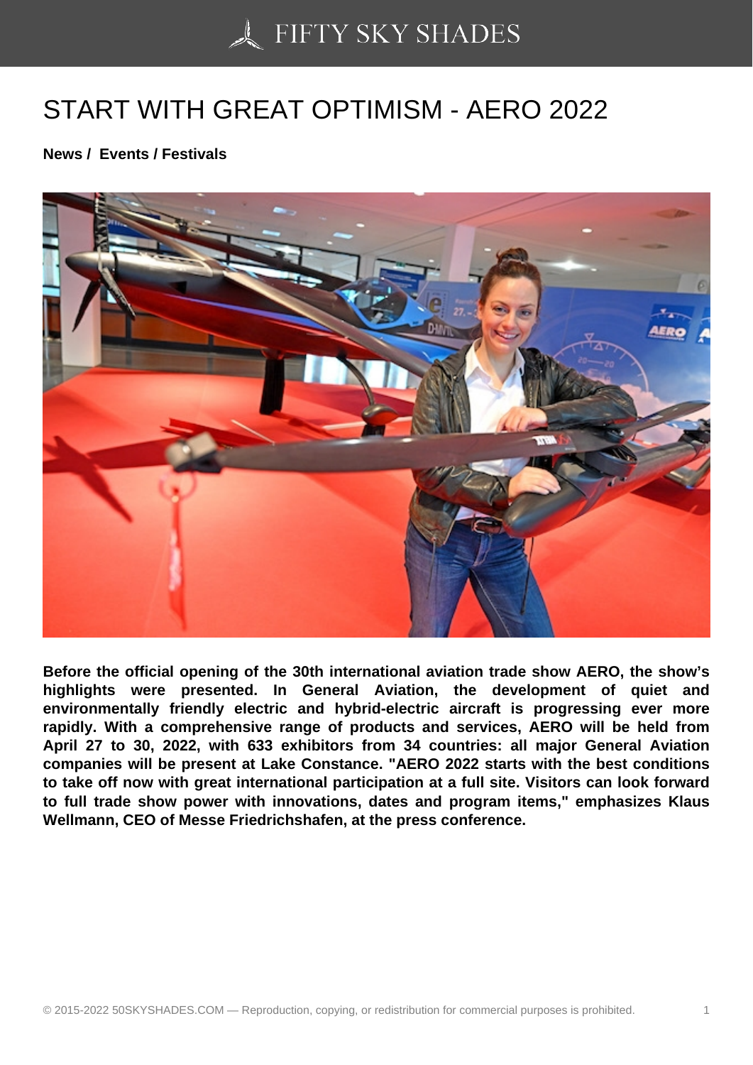# START WITH GREAT OPTIMISM - AERO 2022

**News / Events / Festivals**

**Before the official opening of the 30th international aviation trade show AERO, the show's highlights were presented. In General Aviation, the development of quiet and environmentally friendly electric and hybrid-electric aircraft is progressing ever more rapidly. With a comprehensive range of products and services, AERO will be held from April 27 to 30, 2022, with 633 exhibitors from 34 countries: all major General Aviation companies will be present at Lake Constance. "AERO 2022 starts with the best conditions to take off now with great international participation at a full site. Visitors can look forward to full trade show power with innovations, dates and program items," emphasizes Klaus Wellmann, CEO of Messe Friedrichshafen, at the press conference.**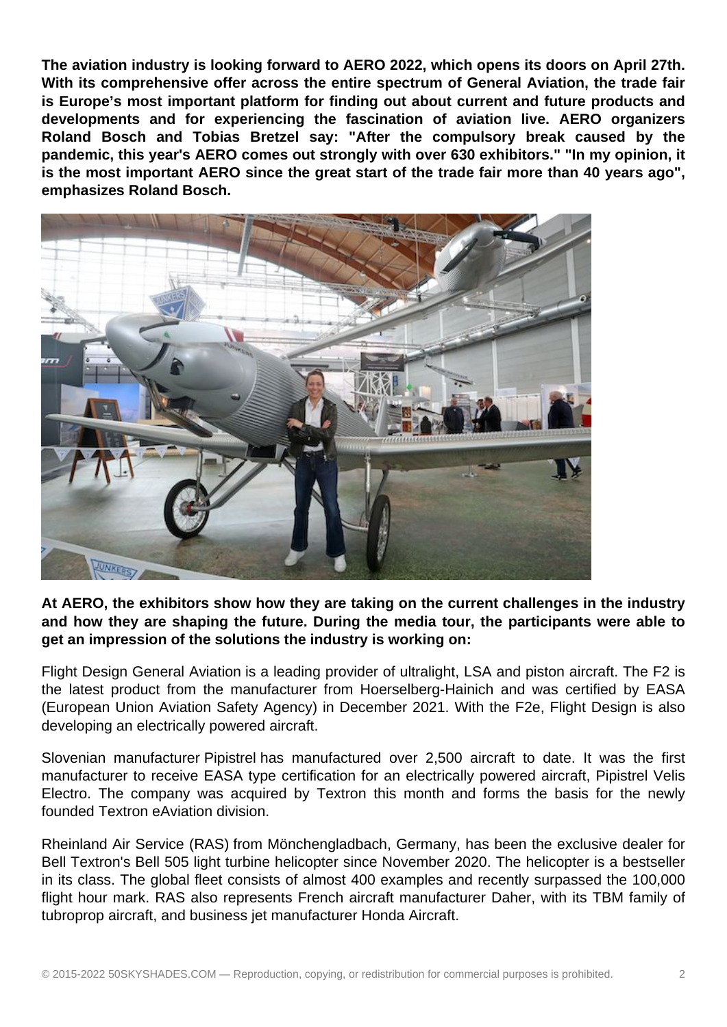**The aviation industry is looking forward to AERO 2022, which opens its doors on April 27th. With its comprehensive offer across the entire spectrum of General Aviation, the trade fair is Europe's most important platform for finding out about current and future products and developments and for experiencing the fascination of aviation live. AERO organizers Roland Bosch and Tobias Bretzel say: "After the compulsory break caused by the pandemic, this year's AERO comes out strongly with over 630 exhibitors." "In my opinion, it is the most important AERO since the great start of the trade fair more than 40 years ago", emphasizes Roland Bosch.**

**At AERO, the exhibitors show how they are taking on the current challenges in the industry and how they are shaping the future. During the media tour, the participants were able to get an impression of the solutions the industry is working on:**

Flight Design General Aviation is a leading provider of ultralight, LSA and piston aircraft. The F2 is the latest product from the manufacturer from Hoerselberg-Hainich and was certified by EASA (European Union Aviation Safety Agency) in December 2021. With the F2e, Flight Design is also developing an electrically powered aircraft.

Slovenian manufacturer Pipistrel has manufactured over 2,500 aircraft to date. It was the first manufacturer to receive EASA type certification for an electrically powered aircraft, Pipistrel Velis Electro. The company was acquired by Textron this month and forms the basis for the newly founded Textron eAviation division.

Rheinland Air Service (RAS) from Mönchengladbach, Germany, has been the exclusive dealer for Bell Textron's Bell 505 light turbine helicopter since November 2020. The helicopter is a bestseller in its class. The global fleet consists of almost 400 examples and recently surpassed the 100,000 flight hour mark. RAS also represents French aircraft manufacturer Daher, with its TBM family of tubroprop aircraft, and business jet manufacturer Honda Aircraft.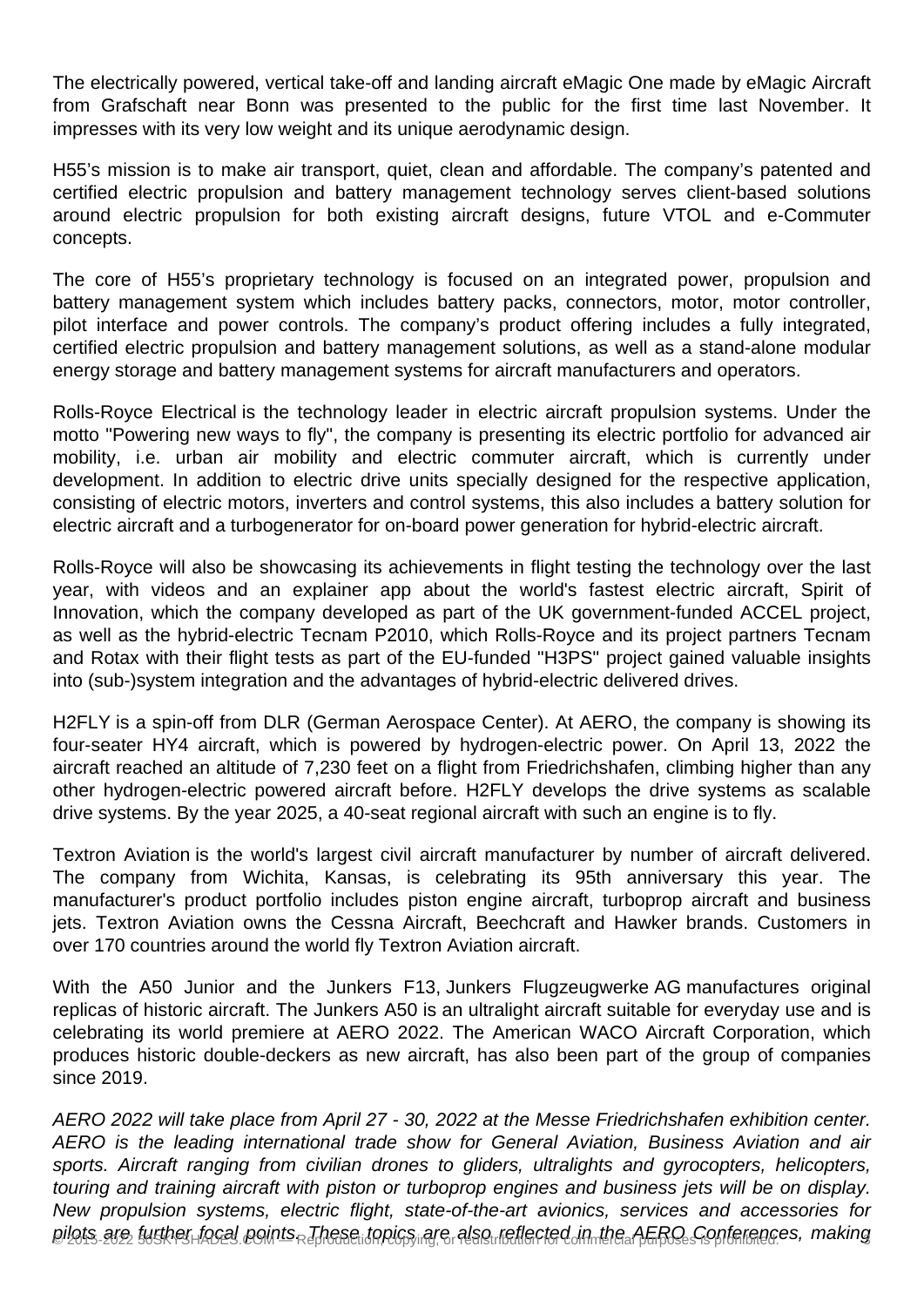The electrically powered, vertical take-off and landing aircraft eMagic One made by eMagic Aircraft from Grafschaft near Bonn was presented to the public for the first time last November. It impresses with its very low weight and its unique aerodynamic design.

H55's mission is to make air transport, quiet, clean and affordable. The company's patented and certified electric propulsion and battery management technology serves client-based solutions around electric propulsion for both existing aircraft designs, future VTOL and e-Commuter concepts.

The core of H55's proprietary technology is focused on an integrated power, propulsion and battery management system which includes battery packs, connectors, motor, motor controller, pilot interface and power controls. The company's product offering includes a fully integrated, certified electric propulsion and battery management solutions, as well as a stand-alone modular energy storage and battery management systems for aircraft manufacturers and operators.

Rolls-Royce Electrical is the technology leader in electric aircraft propulsion systems. Under the motto "Powering new ways to fly", the company is presenting its electric portfolio for advanced air mobility, i.e. urban air mobility and electric commuter aircraft, which is currently under development. In addition to electric drive units specially designed for the respective application, consisting of electric motors, inverters and control systems, this also includes a battery solution for electric aircraft and a turbogenerator for on-board power generation for hybrid-electric aircraft.

Rolls-Royce will also be showcasing its achievements in flight testing the technology over the last year, with videos and an explainer app about the world's fastest electric aircraft, Spirit of Innovation, which the company developed as part of the UK government-funded ACCEL project, as well as the hybrid-electric Tecnam P2010, which Rolls-Royce and its project partners Tecnam and Rotax with their flight tests as part of the EU-funded "H3PS" project gained valuable insights into (sub-)system integration and the advantages of hybrid-electric delivered drives.

H2FLY is a spin-off from DLR (German Aerospace Center). At AERO, the company is showing its four-seater HY4 aircraft, which is powered by hydrogen-electric power. On April 13, 2022 the aircraft reached an altitude of 7,230 feet on a flight from Friedrichshafen, climbing higher than any other hydrogen-electric powered aircraft before. H2FLY develops the drive systems as scalable drive systems. By the year 2025, a 40-seat regional aircraft with such an engine is to fly.

Textron Aviation is the world's largest civil aircraft manufacturer by number of aircraft delivered. The company from Wichita, Kansas, is celebrating its 95th anniversary this year. The manufacturer's product portfolio includes piston engine aircraft, turboprop aircraft and business jets. Textron Aviation owns the Cessna Aircraft, Beechcraft and Hawker brands. Customers in over 170 countries around the world fly Textron Aviation aircraft.

With the A50 Junior and the Junkers F13, Junkers Flugzeugwerke AG manufactures original replicas of historic aircraft. The Junkers A50 is an ultralight aircraft suitable for everyday use and is celebrating its world premiere at AERO 2022. The American WACO Aircraft Corporation, which produces historic double-deckers as new aircraft, has also been part of the group of companies since 2019.

*AERO 2022 will take place from April 27 - 30, 2022 at the Messe Friedrichshafen exhibition center. AERO is the leading international trade show for General Aviation, Business Aviation and air sports. Aircraft ranging from civilian drones to gliders, ultralights and gyrocopters, helicopters, touring and training aircraft with piston or turboprop engines and business jets will be on display. New propulsion systems, electric flight, state-of-the-art avionics, services and accessories for pilots are further focal points. These topics are also reflected in the AERO Conferences, making*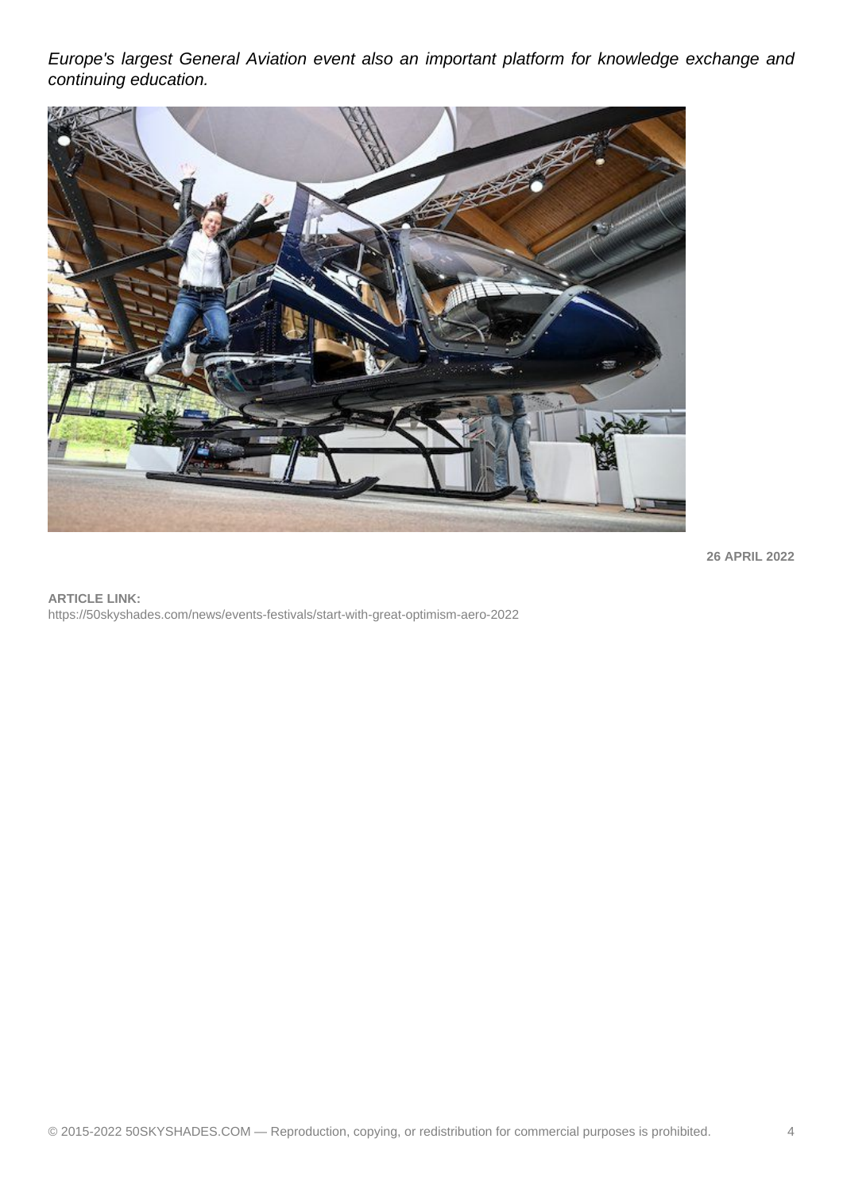*Europe's largest General Aviation event also an important platform for knowledge exchange and continuing education.*

**26 APRIL 2022**

**ARTICLE LINK:**
https://50skyshades.com/news/events-festivals/start-with-great-optimism-aero-2022